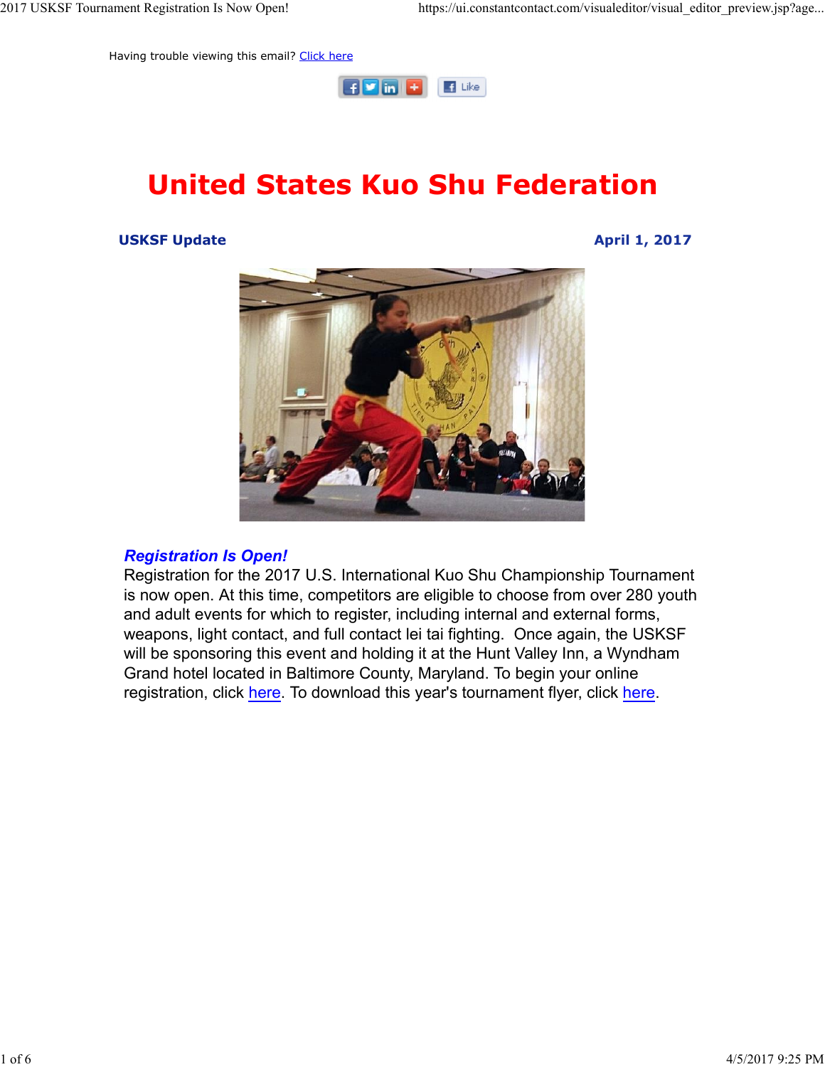Having trouble viewing this email? Click here

# United States Kuo Shu Federation

**USKSF Update** **April 1, 2017**

### *Registration Is Open!*

Registration for the 2017 U.S. International Kuo Shu Championship Tournament is now open. At this time, competitors are eligible to choose from over 280 youth and adult events for which to register, including internal and external forms, weapons, light contact, and full contact lei tai fighting. Once again, the USKSF will be sponsoring this event and holding it at the Hunt Valley Inn, a Wyndham Grand hotel located in Baltimore County, Maryland. To begin your online registration, click here. To download this year's tournament flyer, click here.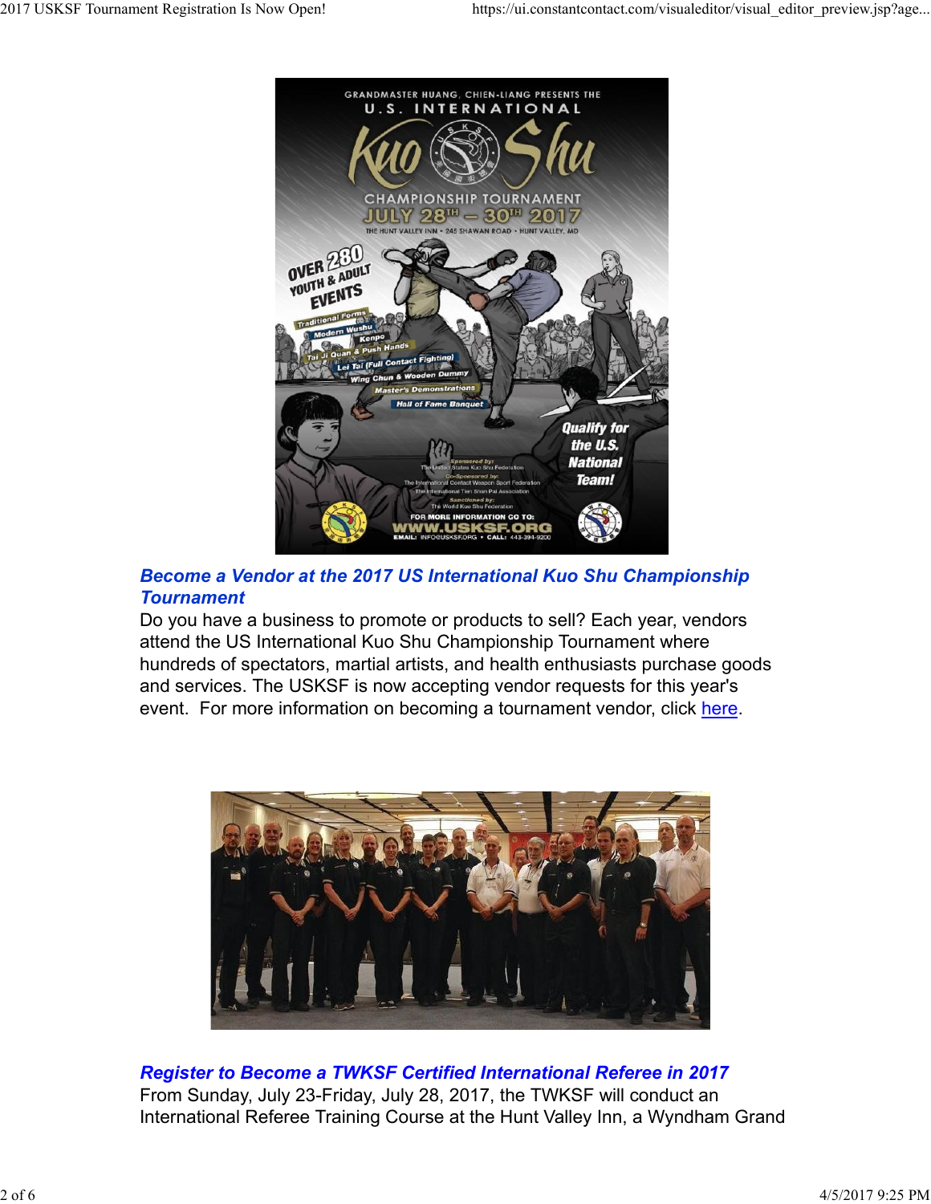### *Become a Vendor at the 2017 US International Kuo Shu Championship Tournament*

Do you have a business to promote or products to sell? Each year, vendors attend the US International Kuo Shu Championship Tournament where hundreds of spectators, martial artists, and health enthusiasts purchase goods and services. The USKSF is now accepting vendor requests for this year's event. For more information on becoming a tournament vendor, click here.

### *Register to Become a TWKSF Certified International Referee in 2017*

From Sunday, July 23-Friday, July 28, 2017, the TWKSF will conduct an International Referee Training Course at the Hunt Valley Inn, a Wyndham Grand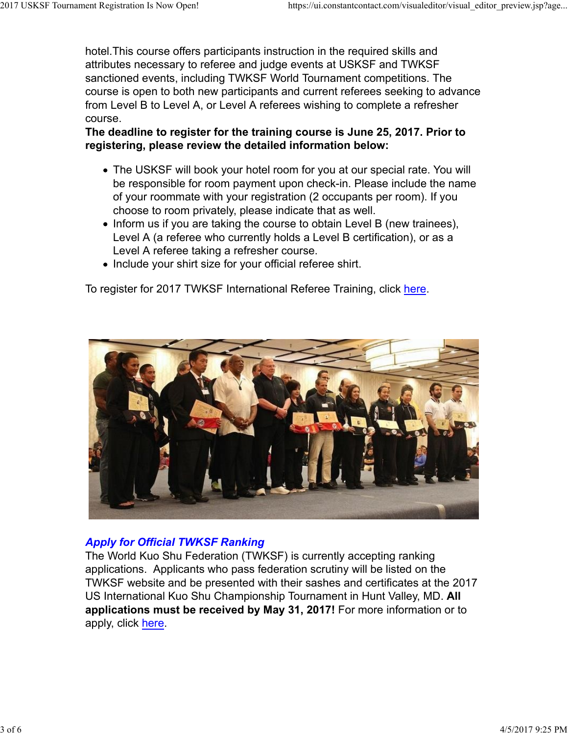hotel.This course offers participants instruction in the required skills and attributes necessary to referee and judge events at USKSF and TWKSF sanctioned events, including TWKSF World Tournament competitions. The course is open to both new participants and current referees seeking to advance from Level B to Level A, or Level A referees wishing to complete a refresher course.
**The deadline to register for the training course is June 25, 2017. Prior to registering, please review the detailed information below:**

- The USKSF will book your hotel room for you at our special rate. You will be responsible for room payment upon check-in. Please include the name of your roommate with your registration (2 occupants per room). If you choose to room privately, please indicate that as well.
- Inform us if you are taking the course to obtain Level B (new trainees), Level A (a referee who currently holds a Level B certification), or as a Level A referee taking a refresher course.
- Include your shirt size for your official referee shirt.

To register for 2017 TWKSF International Referee Training, click here.

***Apply for Official TWKSF Ranking***

The World Kuo Shu Federation (TWKSF) is currently accepting ranking applications. Applicants who pass federation scrutiny will be listed on the TWKSF website and be presented with their sashes and certificates at the 2017 US International Kuo Shu Championship Tournament in Hunt Valley, MD. **All applications must be received by May 31, 2017!** For more information or to apply, click here.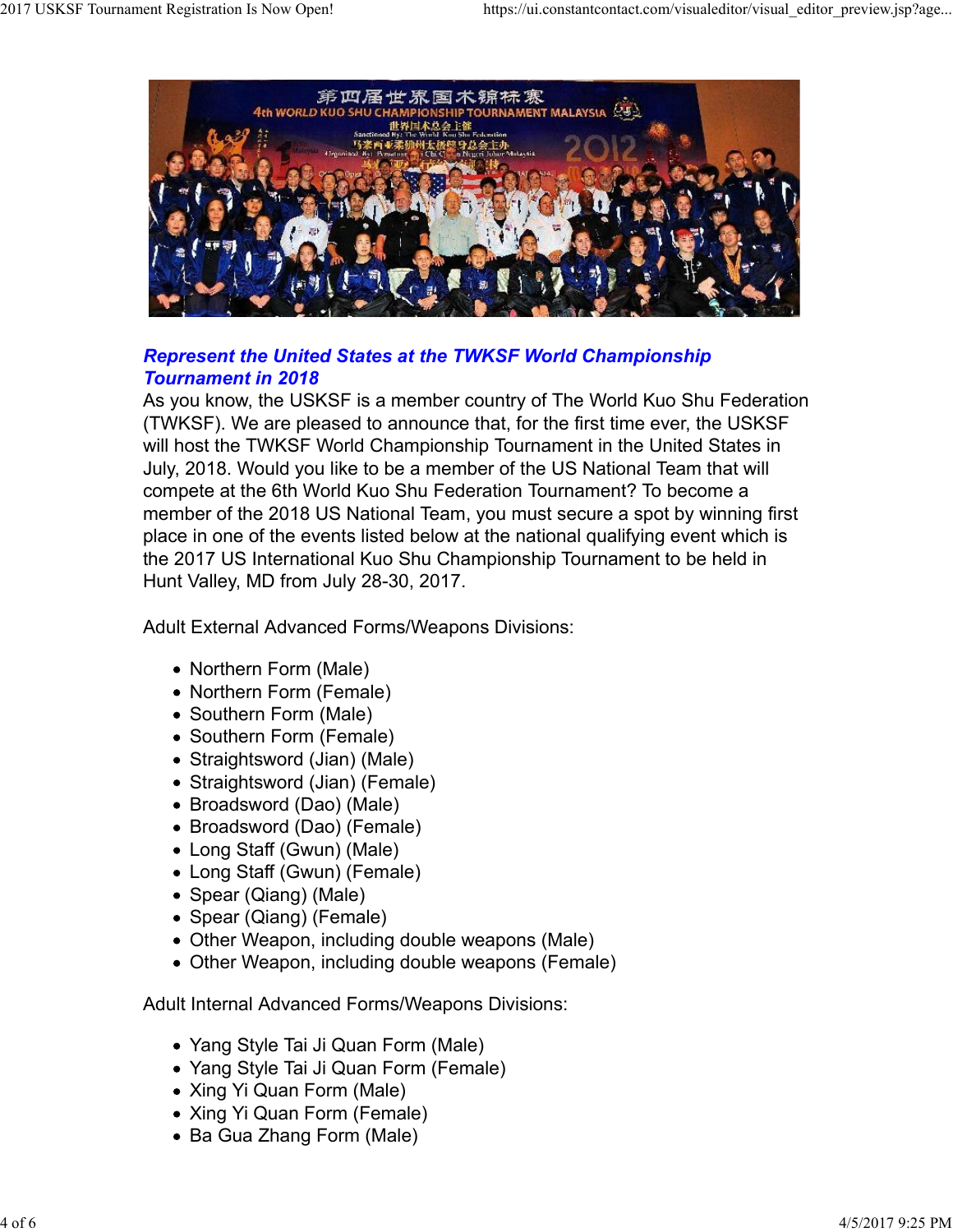***Represent the United States at the TWKSF World Championship Tournament in 2018***

As you know, the USKSF is a member country of The World Kuo Shu Federation (TWKSF). We are pleased to announce that, for the first time ever, the USKSF will host the TWKSF World Championship Tournament in the United States in July, 2018. Would you like to be a member of the US National Team that will compete at the 6th World Kuo Shu Federation Tournament? To become a member of the 2018 US National Team, you must secure a spot by winning first place in one of the events listed below at the national qualifying event which is the 2017 US International Kuo Shu Championship Tournament to be held in Hunt Valley, MD from July 28-30, 2017.

Adult External Advanced Forms/Weapons Divisions:

- Northern Form (Male)
- Northern Form (Female)
- Southern Form (Male)
- Southern Form (Female)
- Straightsword (Jian) (Male)
- Straightsword (Jian) (Female)
- Broadsword (Dao) (Male)
- Broadsword (Dao) (Female)
- Long Staff (Gwun) (Male)
- Long Staff (Gwun) (Female)
- Spear (Qiang) (Male)
- Spear (Qiang) (Female)
- Other Weapon, including double weapons (Male)
- Other Weapon, including double weapons (Female)

Adult Internal Advanced Forms/Weapons Divisions:

- Yang Style Tai Ji Quan Form (Male)
- Yang Style Tai Ji Quan Form (Female)
- Xing Yi Quan Form (Male)
- Xing Yi Quan Form (Female)
- Ba Gua Zhang Form (Male)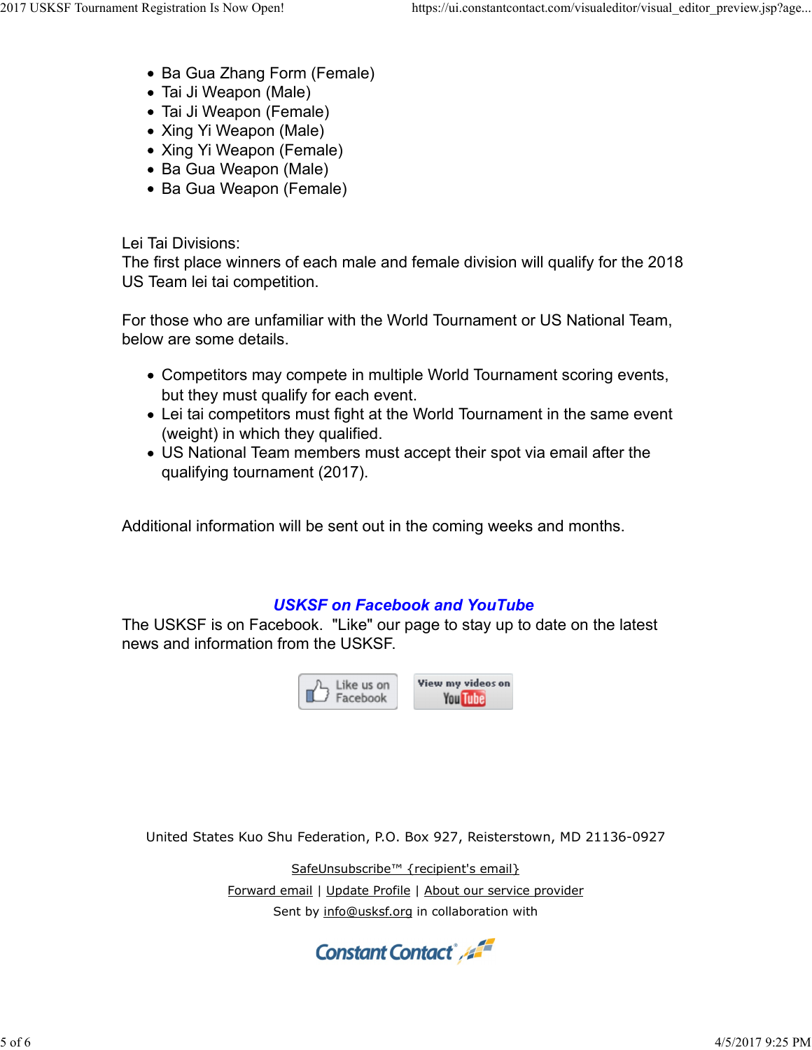- Ba Gua Zhang Form (Female)
- Tai Ji Weapon (Male)
- Tai Ji Weapon (Female)
- Xing Yi Weapon (Male)
- Xing Yi Weapon (Female)
- Ba Gua Weapon (Male)
- Ba Gua Weapon (Female)

Lei Tai Divisions:
The first place winners of each male and female division will qualify for the 2018 US Team lei tai competition.

For those who are unfamiliar with the World Tournament or US National Team, below are some details.

- Competitors may compete in multiple World Tournament scoring events, but they must qualify for each event.
- Lei tai competitors must fight at the World Tournament in the same event (weight) in which they qualified.
- US National Team members must accept their spot via email after the qualifying tournament (2017).

Additional information will be sent out in the coming weeks and months.

### ***USKSF on Facebook and YouTube***

The USKSF is on Facebook. "Like" our page to stay up to date on the latest news and information from the USKSF.

Like us on Facebook | View my videos on YouTube

United States Kuo Shu Federation, P.O. Box 927, Reisterstown, MD 21136-0927

SafeUnsubscribe™ {recipient's email}

Forward email | Update Profile | About our service provider

Sent by info@usksf.org in collaboration with

Constant Contact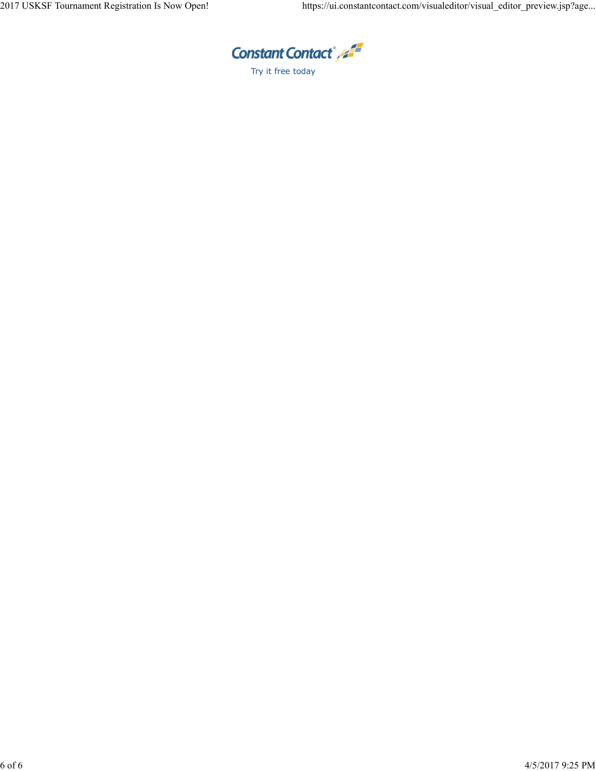Constant Contact

Try it free today